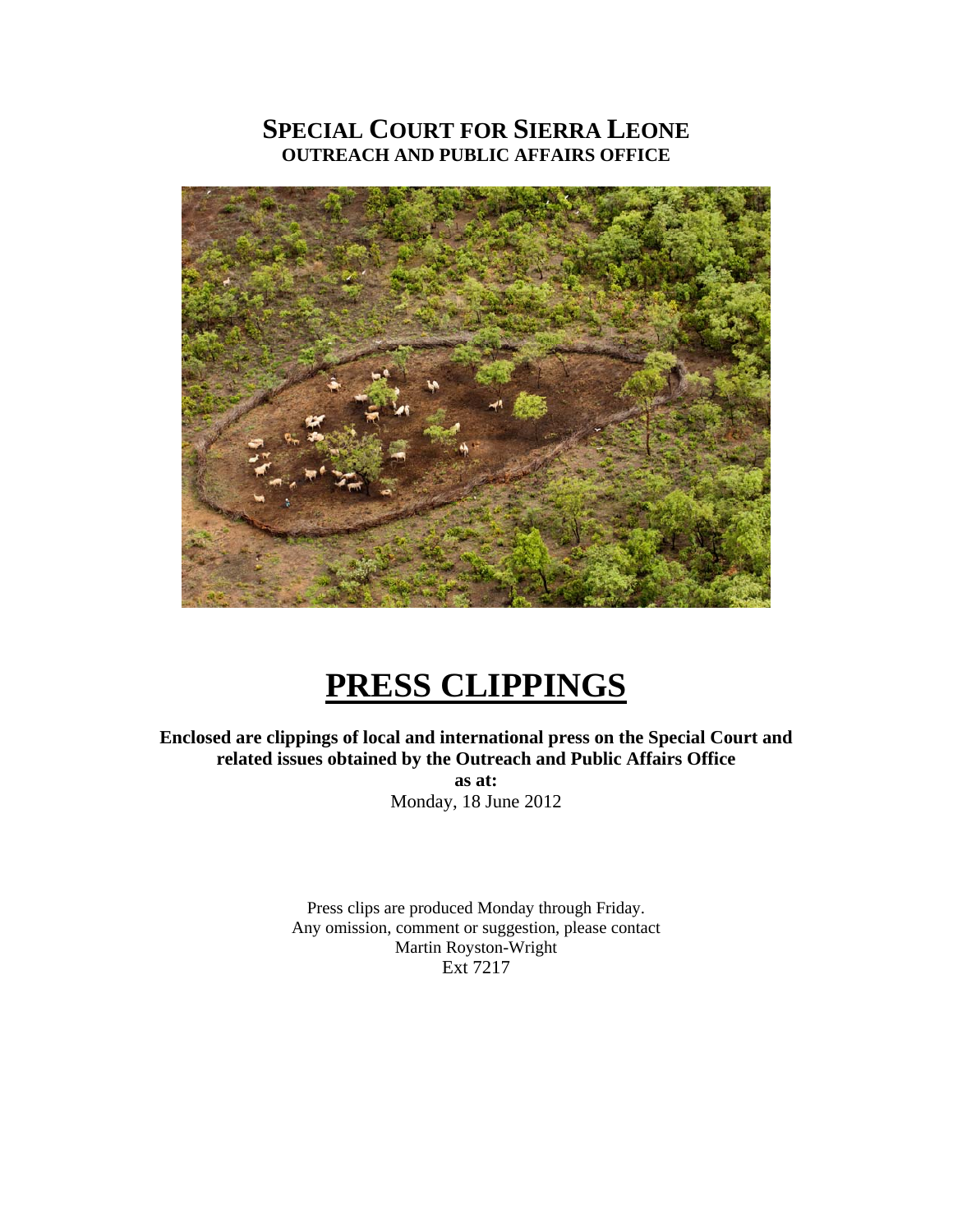# SPECIAL COURT FOR SIERRA LEONE
## OUTREACH AND PUBLIC AFFAIRS OFFICE

# PRESS CLIPPINGS

**Enclosed are clippings of local and international press on the Special Court and related issues obtained by the Outreach and Public Affairs Office**

**as at:**

Monday, 18 June 2012

Press clips are produced Monday through Friday.
Any omission, comment or suggestion, please contact
Martin Royston-Wright
Ext 7217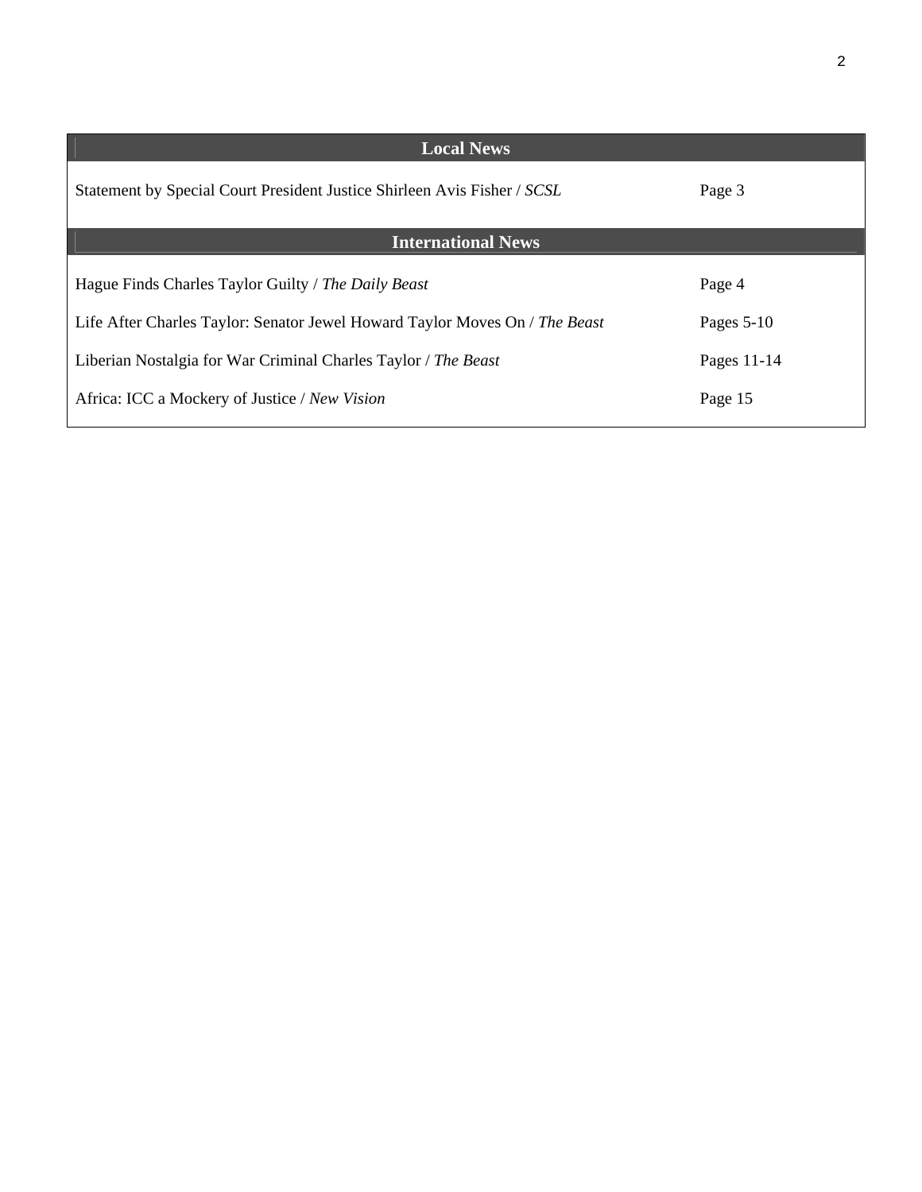| Local News | |
|---|---|
| Statement by Special Court President Justice Shirleen Avis Fisher / *SCSL* | Page 3 |
| **International News** | |
| Hague Finds Charles Taylor Guilty / *The Daily Beast* | Page 4 |
| Life After Charles Taylor: Senator Jewel Howard Taylor Moves On / *The Beast* | Pages 5-10 |
| Liberian Nostalgia for War Criminal Charles Taylor / *The Beast* | Pages 11-14 |
| Africa: ICC a Mockery of Justice / *New Vision* | Page 15 |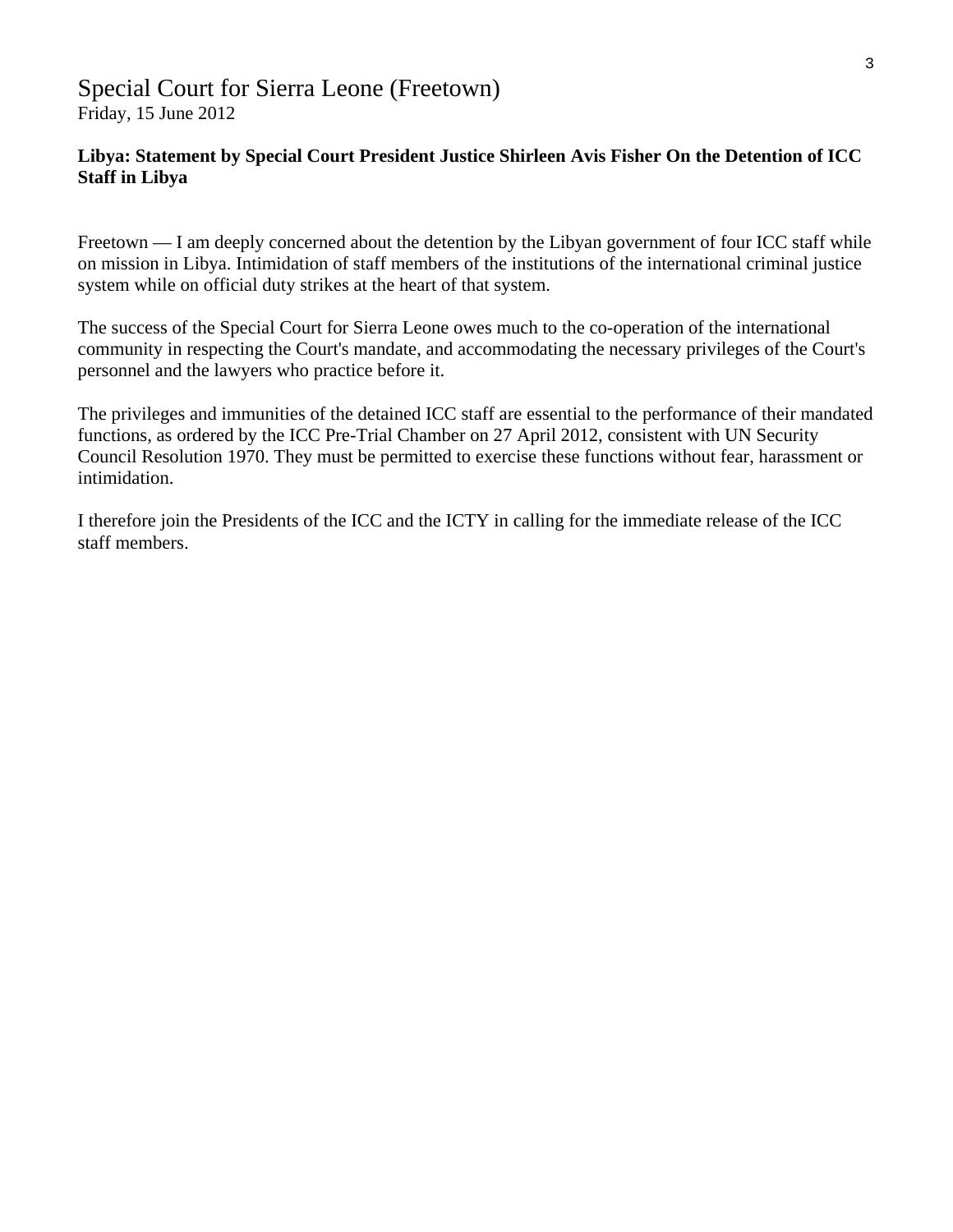## Special Court for Sierra Leone (Freetown)

Friday, 15 June 2012

**Libya: Statement by Special Court President Justice Shirleen Avis Fisher On the Detention of ICC Staff in Libya**

Freetown — I am deeply concerned about the detention by the Libyan government of four ICC staff while on mission in Libya. Intimidation of staff members of the institutions of the international criminal justice system while on official duty strikes at the heart of that system.

The success of the Special Court for Sierra Leone owes much to the co-operation of the international community in respecting the Court's mandate, and accommodating the necessary privileges of the Court's personnel and the lawyers who practice before it.

The privileges and immunities of the detained ICC staff are essential to the performance of their mandated functions, as ordered by the ICC Pre-Trial Chamber on 27 April 2012, consistent with UN Security Council Resolution 1970. They must be permitted to exercise these functions without fear, harassment or intimidation.

I therefore join the Presidents of the ICC and the ICTY in calling for the immediate release of the ICC staff members.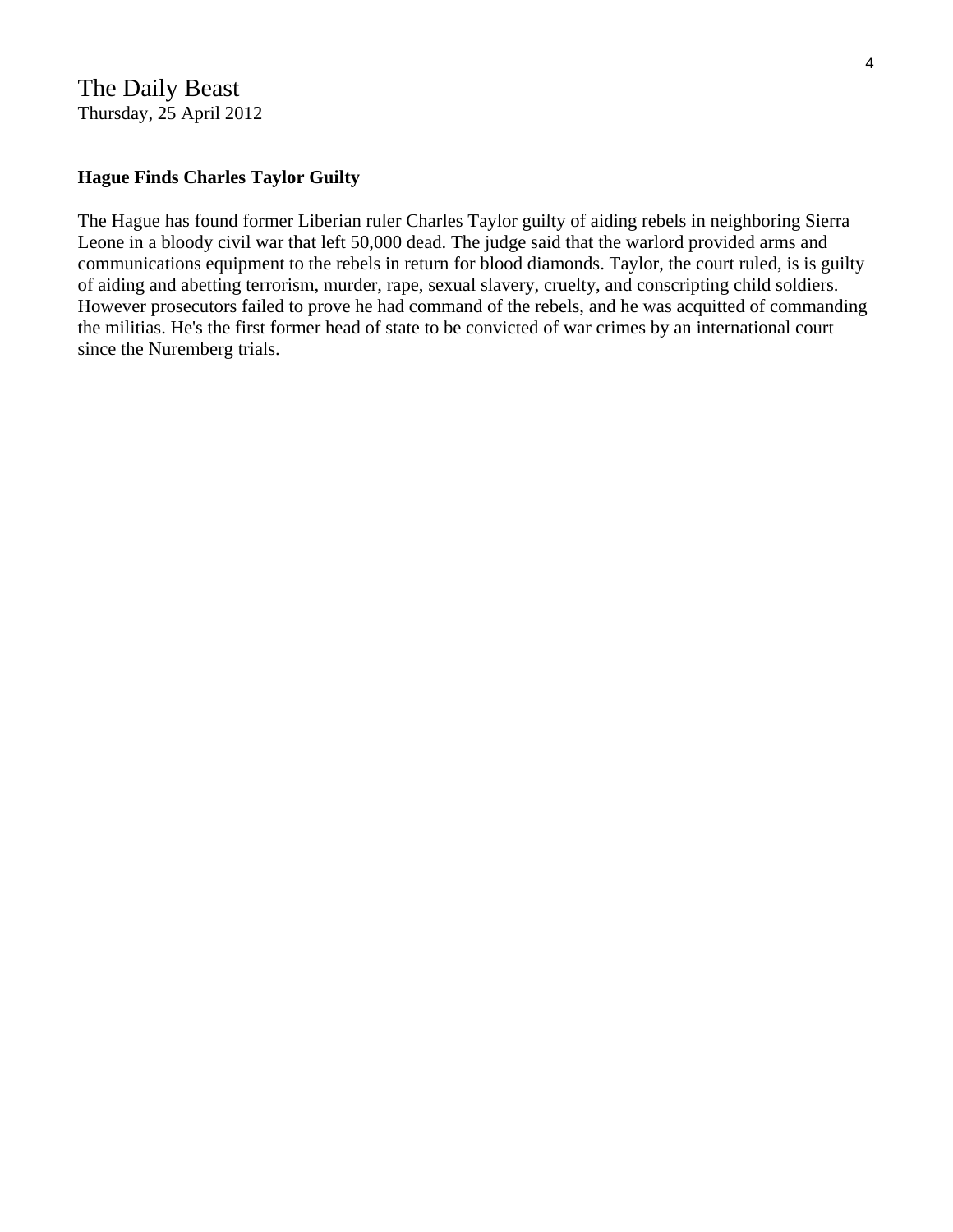The Daily Beast
Thursday, 25 April 2012

**Hague Finds Charles Taylor Guilty**

The Hague has found former Liberian ruler Charles Taylor guilty of aiding rebels in neighboring Sierra Leone in a bloody civil war that left 50,000 dead. The judge said that the warlord provided arms and communications equipment to the rebels in return for blood diamonds. Taylor, the court ruled, is is guilty of aiding and abetting terrorism, murder, rape, sexual slavery, cruelty, and conscripting child soldiers. However prosecutors failed to prove he had command of the rebels, and he was acquitted of commanding the militias. He's the first former head of state to be convicted of war crimes by an international court since the Nuremberg trials.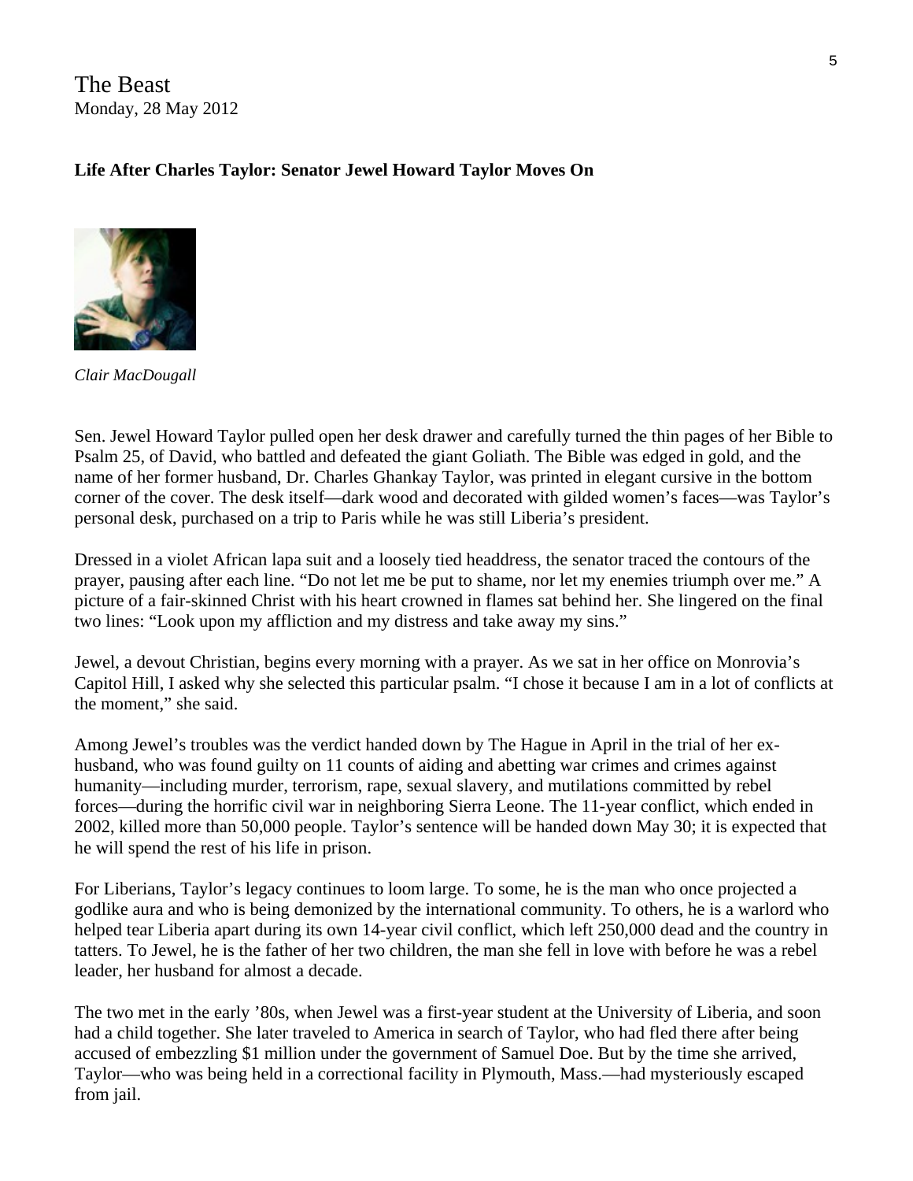The Beast
Monday, 28 May 2012

**Life After Charles Taylor: Senator Jewel Howard Taylor Moves On**

*Clair MacDougall*

Sen. Jewel Howard Taylor pulled open her desk drawer and carefully turned the thin pages of her Bible to Psalm 25, of David, who battled and defeated the giant Goliath. The Bible was edged in gold, and the name of her former husband, Dr. Charles Ghankay Taylor, was printed in elegant cursive in the bottom corner of the cover. The desk itself—dark wood and decorated with gilded women's faces—was Taylor's personal desk, purchased on a trip to Paris while he was still Liberia's president.

Dressed in a violet African lapa suit and a loosely tied headdress, the senator traced the contours of the prayer, pausing after each line. "Do not let me be put to shame, nor let my enemies triumph over me." A picture of a fair-skinned Christ with his heart crowned in flames sat behind her. She lingered on the final two lines: "Look upon my affliction and my distress and take away my sins."

Jewel, a devout Christian, begins every morning with a prayer. As we sat in her office on Monrovia's Capitol Hill, I asked why she selected this particular psalm. "I chose it because I am in a lot of conflicts at the moment," she said.

Among Jewel's troubles was the verdict handed down by The Hague in April in the trial of her ex-husband, who was found guilty on 11 counts of aiding and abetting war crimes and crimes against humanity—including murder, terrorism, rape, sexual slavery, and mutilations committed by rebel forces—during the horrific civil war in neighboring Sierra Leone. The 11-year conflict, which ended in 2002, killed more than 50,000 people. Taylor's sentence will be handed down May 30; it is expected that he will spend the rest of his life in prison.

For Liberians, Taylor's legacy continues to loom large. To some, he is the man who once projected a godlike aura and who is being demonized by the international community. To others, he is a warlord who helped tear Liberia apart during its own 14-year civil conflict, which left 250,000 dead and the country in tatters. To Jewel, he is the father of her two children, the man she fell in love with before he was a rebel leader, her husband for almost a decade.

The two met in the early '80s, when Jewel was a first-year student at the University of Liberia, and soon had a child together. She later traveled to America in search of Taylor, who had fled there after being accused of embezzling $1 million under the government of Samuel Doe. But by the time she arrived, Taylor—who was being held in a correctional facility in Plymouth, Mass.—had mysteriously escaped from jail.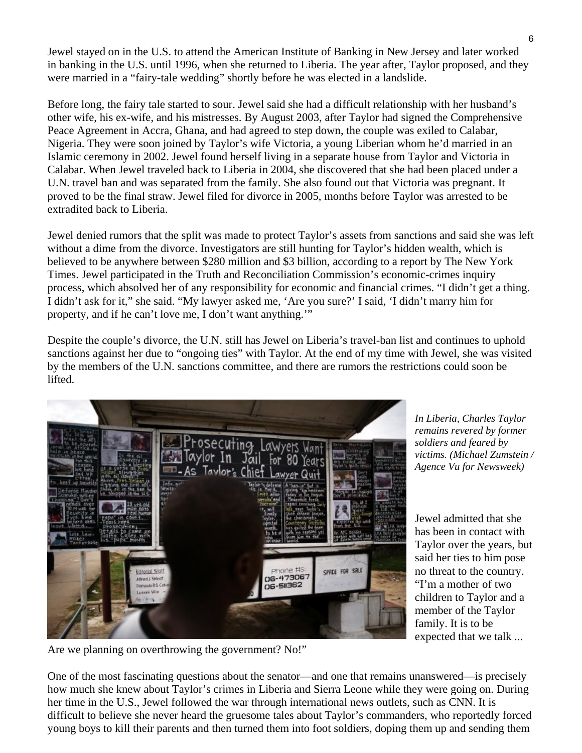Jewel stayed on in the U.S. to attend the American Institute of Banking in New Jersey and later worked in banking in the U.S. until 1996, when she returned to Liberia. The year after, Taylor proposed, and they were married in a "fairy-tale wedding" shortly before he was elected in a landslide.

Before long, the fairy tale started to sour. Jewel said she had a difficult relationship with her husband's other wife, his ex-wife, and his mistresses. By August 2003, after Taylor had signed the Comprehensive Peace Agreement in Accra, Ghana, and had agreed to step down, the couple was exiled to Calabar, Nigeria. They were soon joined by Taylor's wife Victoria, a young Liberian whom he'd married in an Islamic ceremony in 2002. Jewel found herself living in a separate house from Taylor and Victoria in Calabar. When Jewel traveled back to Liberia in 2004, she discovered that she had been placed under a U.N. travel ban and was separated from the family. She also found out that Victoria was pregnant. It proved to be the final straw. Jewel filed for divorce in 2005, months before Taylor was arrested to be extradited back to Liberia.

Jewel denied rumors that the split was made to protect Taylor's assets from sanctions and said she was left without a dime from the divorce. Investigators are still hunting for Taylor's hidden wealth, which is believed to be anywhere between $280 million and $3 billion, according to a report by The New York Times. Jewel participated in the Truth and Reconciliation Commission's economic-crimes inquiry process, which absolved her of any responsibility for economic and financial crimes. "I didn't get a thing. I didn't ask for it," she said. "My lawyer asked me, 'Are you sure?' I said, 'I didn't marry him for property, and if he can't love me, I don't want anything.'"

Despite the couple's divorce, the U.N. still has Jewel on Liberia's travel-ban list and continues to uphold sanctions against her due to "ongoing ties" with Taylor. At the end of my time with Jewel, she was visited by the members of the U.N. sanctions committee, and there are rumors the restrictions could soon be lifted.

*In Liberia, Charles Taylor remains revered by former soldiers and feared by victims. (Michael Zumstein / Agence Vu for Newsweek)*

Jewel admitted that she has been in contact with Taylor over the years, but said her ties to him pose no threat to the country. "I'm a mother of two children to Taylor and a member of the Taylor family. It is to be expected that we talk ... Are we planning on overthrowing the government? No!"

One of the most fascinating questions about the senator—and one that remains unanswered—is precisely how much she knew about Taylor's crimes in Liberia and Sierra Leone while they were going on. During her time in the U.S., Jewel followed the war through international news outlets, such as CNN. It is difficult to believe she never heard the gruesome tales about Taylor's commanders, who reportedly forced young boys to kill their parents and then turned them into foot soldiers, doping them up and sending them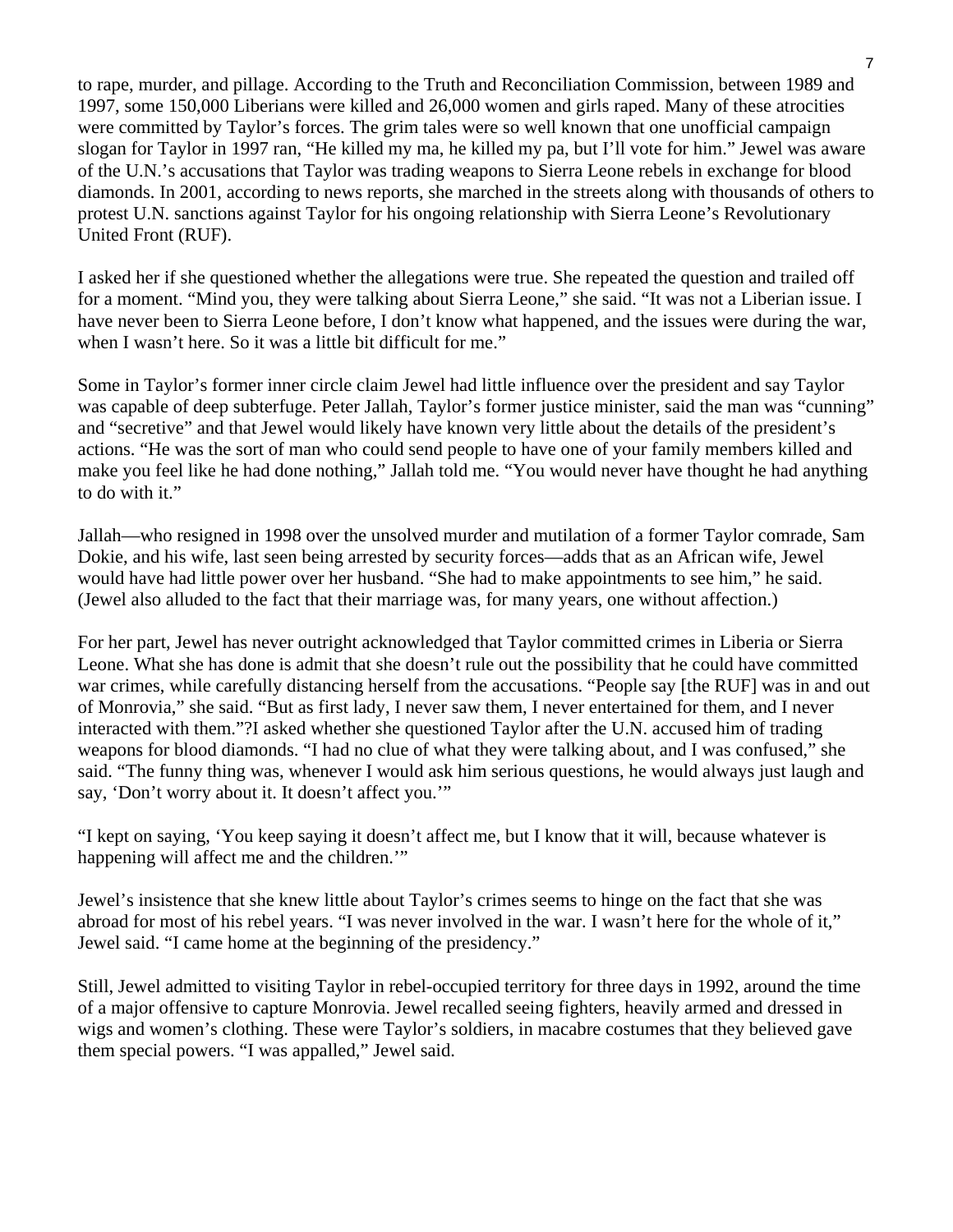to rape, murder, and pillage. According to the Truth and Reconciliation Commission, between 1989 and 1997, some 150,000 Liberians were killed and 26,000 women and girls raped. Many of these atrocities were committed by Taylor's forces. The grim tales were so well known that one unofficial campaign slogan for Taylor in 1997 ran, "He killed my ma, he killed my pa, but I'll vote for him." Jewel was aware of the U.N.'s accusations that Taylor was trading weapons to Sierra Leone rebels in exchange for blood diamonds. In 2001, according to news reports, she marched in the streets along with thousands of others to protest U.N. sanctions against Taylor for his ongoing relationship with Sierra Leone's Revolutionary United Front (RUF).

I asked her if she questioned whether the allegations were true. She repeated the question and trailed off for a moment. "Mind you, they were talking about Sierra Leone," she said. "It was not a Liberian issue. I have never been to Sierra Leone before, I don't know what happened, and the issues were during the war, when I wasn't here. So it was a little bit difficult for me."

Some in Taylor's former inner circle claim Jewel had little influence over the president and say Taylor was capable of deep subterfuge. Peter Jallah, Taylor's former justice minister, said the man was "cunning" and "secretive" and that Jewel would likely have known very little about the details of the president's actions. "He was the sort of man who could send people to have one of your family members killed and make you feel like he had done nothing," Jallah told me. "You would never have thought he had anything to do with it."

Jallah—who resigned in 1998 over the unsolved murder and mutilation of a former Taylor comrade, Sam Dokie, and his wife, last seen being arrested by security forces—adds that as an African wife, Jewel would have had little power over her husband. "She had to make appointments to see him," he said. (Jewel also alluded to the fact that their marriage was, for many years, one without affection.)

For her part, Jewel has never outright acknowledged that Taylor committed crimes in Liberia or Sierra Leone. What she has done is admit that she doesn't rule out the possibility that he could have committed war crimes, while carefully distancing herself from the accusations. "People say [the RUF] was in and out of Monrovia," she said. "But as first lady, I never saw them, I never entertained for them, and I never interacted with them."?I asked whether she questioned Taylor after the U.N. accused him of trading weapons for blood diamonds. "I had no clue of what they were talking about, and I was confused," she said. "The funny thing was, whenever I would ask him serious questions, he would always just laugh and say, 'Don't worry about it. It doesn't affect you.'"

"I kept on saying, 'You keep saying it doesn't affect me, but I know that it will, because whatever is happening will affect me and the children.'"

Jewel's insistence that she knew little about Taylor's crimes seems to hinge on the fact that she was abroad for most of his rebel years. "I was never involved in the war. I wasn't here for the whole of it," Jewel said. "I came home at the beginning of the presidency."

Still, Jewel admitted to visiting Taylor in rebel-occupied territory for three days in 1992, around the time of a major offensive to capture Monrovia. Jewel recalled seeing fighters, heavily armed and dressed in wigs and women's clothing. These were Taylor's soldiers, in macabre costumes that they believed gave them special powers. "I was appalled," Jewel said.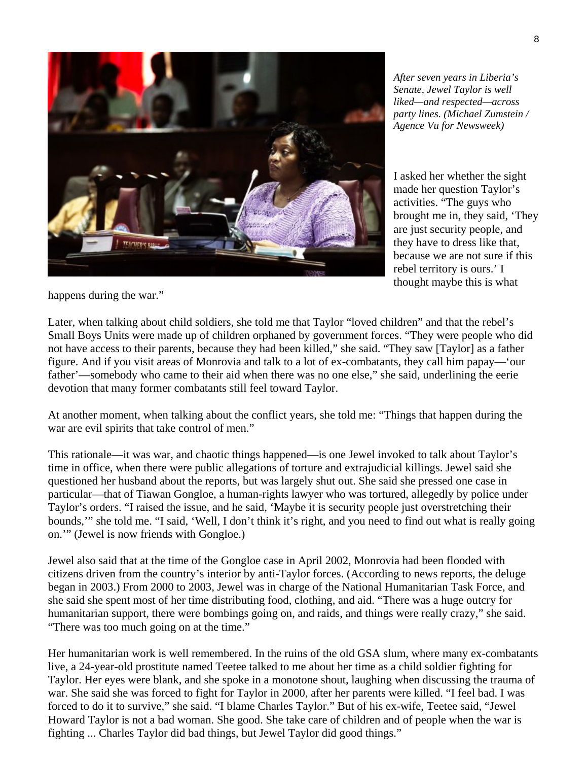*After seven years in Liberia's Senate, Jewel Taylor is well liked—and respected—across party lines. (Michael Zumstein / Agence Vu for Newsweek)*

I asked her whether the sight made her question Taylor's activities. "The guys who brought me in, they said, 'They are just security people, and they have to dress like that, because we are not sure if this rebel territory is ours.' I thought maybe this is what happens during the war."

Later, when talking about child soldiers, she told me that Taylor "loved children" and that the rebel's Small Boys Units were made up of children orphaned by government forces. "They were people who did not have access to their parents, because they had been killed," she said. "They saw [Taylor] as a father figure. And if you visit areas of Monrovia and talk to a lot of ex-combatants, they call him papay—'our father'—somebody who came to their aid when there was no one else," she said, underlining the eerie devotion that many former combatants still feel toward Taylor.

At another moment, when talking about the conflict years, she told me: "Things that happen during the war are evil spirits that take control of men."

This rationale—it was war, and chaotic things happened—is one Jewel invoked to talk about Taylor's time in office, when there were public allegations of torture and extrajudicial killings. Jewel said she questioned her husband about the reports, but was largely shut out. She said she pressed one case in particular—that of Tiawan Gongloe, a human-rights lawyer who was tortured, allegedly by police under Taylor's orders. "I raised the issue, and he said, 'Maybe it is security people just overstretching their bounds,'" she told me. "I said, 'Well, I don't think it's right, and you need to find out what is really going on.'" (Jewel is now friends with Gongloe.)

Jewel also said that at the time of the Gongloe case in April 2002, Monrovia had been flooded with citizens driven from the country's interior by anti-Taylor forces. (According to news reports, the deluge began in 2003.) From 2000 to 2003, Jewel was in charge of the National Humanitarian Task Force, and she said she spent most of her time distributing food, clothing, and aid. "There was a huge outcry for humanitarian support, there were bombings going on, and raids, and things were really crazy," she said. "There was too much going on at the time."

Her humanitarian work is well remembered. In the ruins of the old GSA slum, where many ex-combatants live, a 24-year-old prostitute named Teetee talked to me about her time as a child soldier fighting for Taylor. Her eyes were blank, and she spoke in a monotone shout, laughing when discussing the trauma of war. She said she was forced to fight for Taylor in 2000, after her parents were killed. "I feel bad. I was forced to do it to survive," she said. "I blame Charles Taylor." But of his ex-wife, Teetee said, "Jewel Howard Taylor is not a bad woman. She good. She take care of children and of people when the war is fighting ... Charles Taylor did bad things, but Jewel Taylor did good things."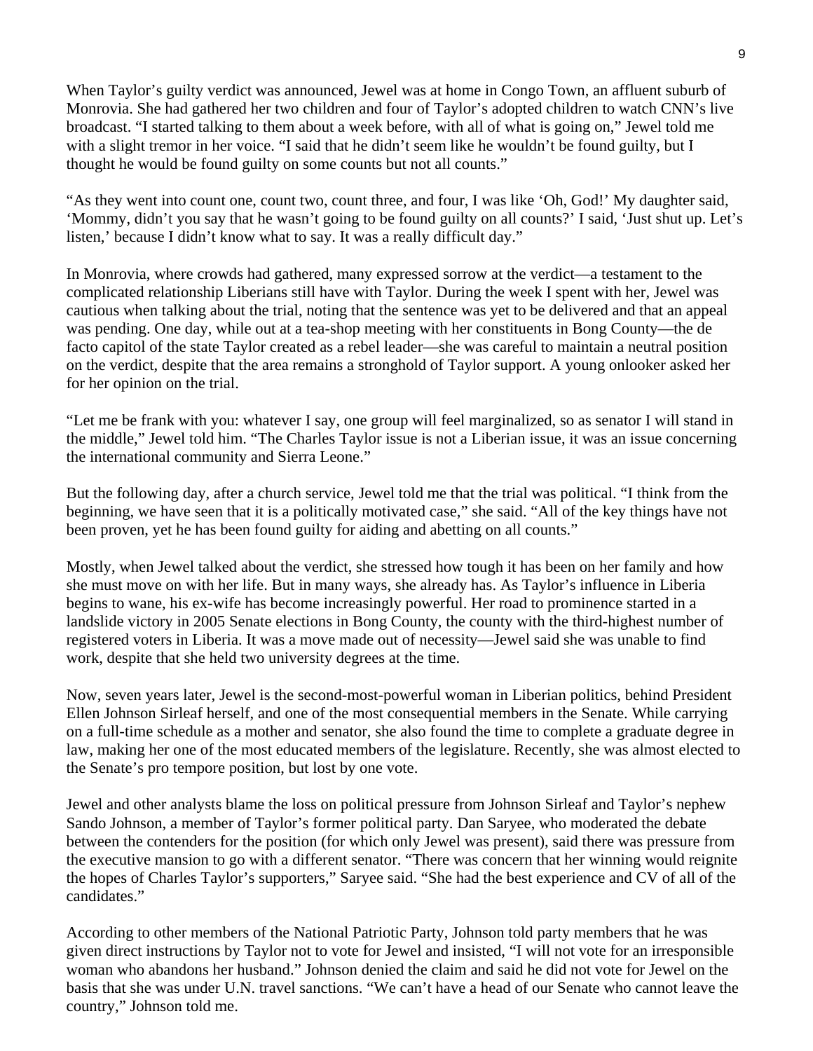When Taylor's guilty verdict was announced, Jewel was at home in Congo Town, an affluent suburb of Monrovia. She had gathered her two children and four of Taylor's adopted children to watch CNN's live broadcast. "I started talking to them about a week before, with all of what is going on," Jewel told me with a slight tremor in her voice. "I said that he didn't seem like he wouldn't be found guilty, but I thought he would be found guilty on some counts but not all counts."

"As they went into count one, count two, count three, and four, I was like 'Oh, God!' My daughter said, 'Mommy, didn't you say that he wasn't going to be found guilty on all counts?' I said, 'Just shut up. Let's listen,' because I didn't know what to say. It was a really difficult day."

In Monrovia, where crowds had gathered, many expressed sorrow at the verdict—a testament to the complicated relationship Liberians still have with Taylor. During the week I spent with her, Jewel was cautious when talking about the trial, noting that the sentence was yet to be delivered and that an appeal was pending. One day, while out at a tea-shop meeting with her constituents in Bong County—the de facto capitol of the state Taylor created as a rebel leader—she was careful to maintain a neutral position on the verdict, despite that the area remains a stronghold of Taylor support. A young onlooker asked her for her opinion on the trial.

"Let me be frank with you: whatever I say, one group will feel marginalized, so as senator I will stand in the middle," Jewel told him. "The Charles Taylor issue is not a Liberian issue, it was an issue concerning the international community and Sierra Leone."

But the following day, after a church service, Jewel told me that the trial was political. "I think from the beginning, we have seen that it is a politically motivated case," she said. "All of the key things have not been proven, yet he has been found guilty for aiding and abetting on all counts."

Mostly, when Jewel talked about the verdict, she stressed how tough it has been on her family and how she must move on with her life. But in many ways, she already has. As Taylor's influence in Liberia begins to wane, his ex-wife has become increasingly powerful. Her road to prominence started in a landslide victory in 2005 Senate elections in Bong County, the county with the third-highest number of registered voters in Liberia. It was a move made out of necessity—Jewel said she was unable to find work, despite that she held two university degrees at the time.

Now, seven years later, Jewel is the second-most-powerful woman in Liberian politics, behind President Ellen Johnson Sirleaf herself, and one of the most consequential members in the Senate. While carrying on a full-time schedule as a mother and senator, she also found the time to complete a graduate degree in law, making her one of the most educated members of the legislature. Recently, she was almost elected to the Senate's pro tempore position, but lost by one vote.

Jewel and other analysts blame the loss on political pressure from Johnson Sirleaf and Taylor's nephew Sando Johnson, a member of Taylor's former political party. Dan Saryee, who moderated the debate between the contenders for the position (for which only Jewel was present), said there was pressure from the executive mansion to go with a different senator. "There was concern that her winning would reignite the hopes of Charles Taylor's supporters," Saryee said. "She had the best experience and CV of all of the candidates."

According to other members of the National Patriotic Party, Johnson told party members that he was given direct instructions by Taylor not to vote for Jewel and insisted, "I will not vote for an irresponsible woman who abandons her husband." Johnson denied the claim and said he did not vote for Jewel on the basis that she was under U.N. travel sanctions. "We can't have a head of our Senate who cannot leave the country," Johnson told me.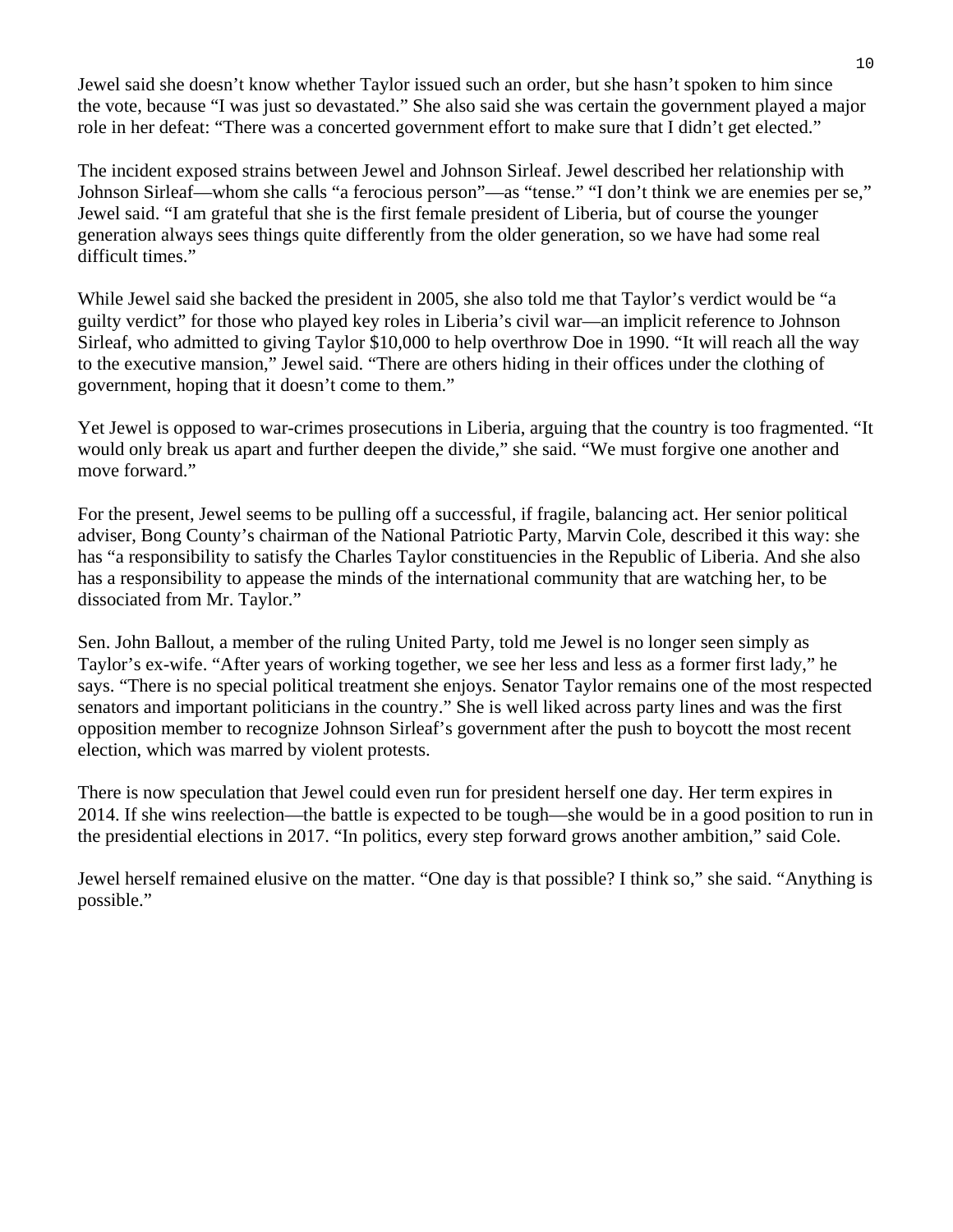Jewel said she doesn't know whether Taylor issued such an order, but she hasn't spoken to him since the vote, because "I was just so devastated." She also said she was certain the government played a major role in her defeat: "There was a concerted government effort to make sure that I didn't get elected."

The incident exposed strains between Jewel and Johnson Sirleaf. Jewel described her relationship with Johnson Sirleaf—whom she calls "a ferocious person"—as "tense." "I don't think we are enemies per se," Jewel said. "I am grateful that she is the first female president of Liberia, but of course the younger generation always sees things quite differently from the older generation, so we have had some real difficult times."

While Jewel said she backed the president in 2005, she also told me that Taylor's verdict would be "a guilty verdict" for those who played key roles in Liberia's civil war—an implicit reference to Johnson Sirleaf, who admitted to giving Taylor $10,000 to help overthrow Doe in 1990. "It will reach all the way to the executive mansion," Jewel said. "There are others hiding in their offices under the clothing of government, hoping that it doesn't come to them."

Yet Jewel is opposed to war-crimes prosecutions in Liberia, arguing that the country is too fragmented. "It would only break us apart and further deepen the divide," she said. "We must forgive one another and move forward."

For the present, Jewel seems to be pulling off a successful, if fragile, balancing act. Her senior political adviser, Bong County's chairman of the National Patriotic Party, Marvin Cole, described it this way: she has "a responsibility to satisfy the Charles Taylor constituencies in the Republic of Liberia. And she also has a responsibility to appease the minds of the international community that are watching her, to be dissociated from Mr. Taylor."

Sen. John Ballout, a member of the ruling United Party, told me Jewel is no longer seen simply as Taylor's ex-wife. "After years of working together, we see her less and less as a former first lady," he says. "There is no special political treatment she enjoys. Senator Taylor remains one of the most respected senators and important politicians in the country." She is well liked across party lines and was the first opposition member to recognize Johnson Sirleaf's government after the push to boycott the most recent election, which was marred by violent protests.

There is now speculation that Jewel could even run for president herself one day. Her term expires in 2014. If she wins reelection—the battle is expected to be tough—she would be in a good position to run in the presidential elections in 2017. "In politics, every step forward grows another ambition," said Cole.

Jewel herself remained elusive on the matter. "One day is that possible? I think so," she said. "Anything is possible."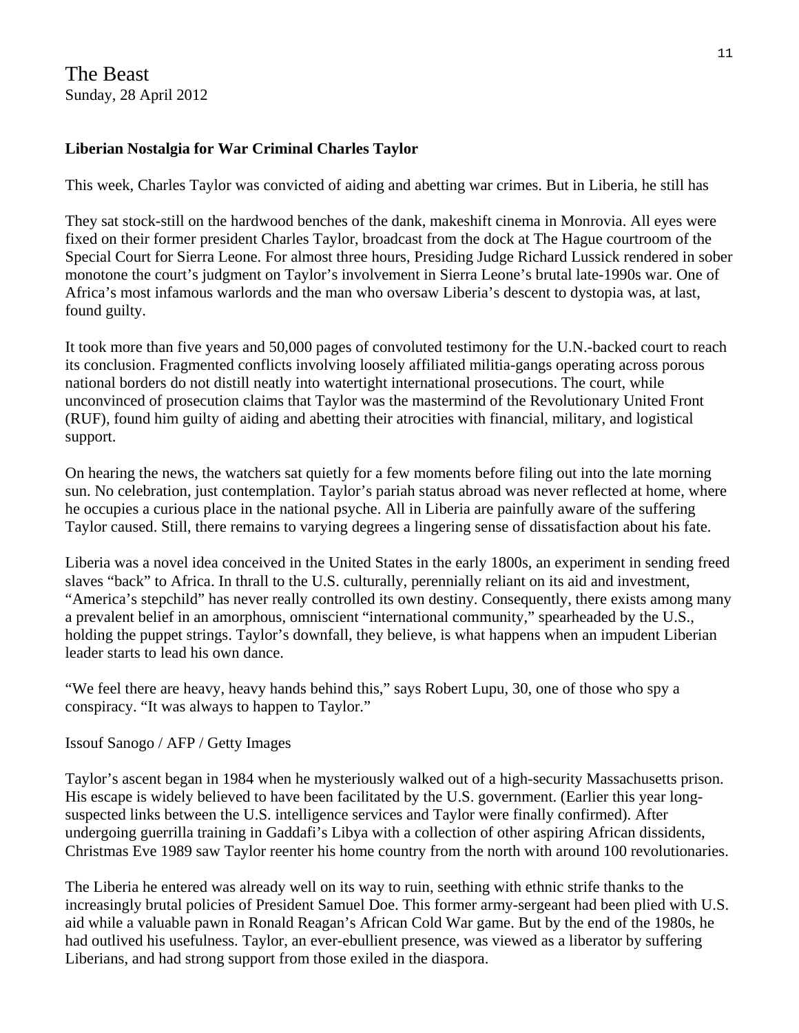The Beast
Sunday, 28 April 2012

**Liberian Nostalgia for War Criminal Charles Taylor**

This week, Charles Taylor was convicted of aiding and abetting war crimes. But in Liberia, he still has

They sat stock-still on the hardwood benches of the dank, makeshift cinema in Monrovia. All eyes were fixed on their former president Charles Taylor, broadcast from the dock at The Hague courtroom of the Special Court for Sierra Leone. For almost three hours, Presiding Judge Richard Lussick rendered in sober monotone the court's judgment on Taylor's involvement in Sierra Leone's brutal late-1990s war. One of Africa's most infamous warlords and the man who oversaw Liberia's descent to dystopia was, at last, found guilty.

It took more than five years and 50,000 pages of convoluted testimony for the U.N.-backed court to reach its conclusion. Fragmented conflicts involving loosely affiliated militia-gangs operating across porous national borders do not distill neatly into watertight international prosecutions. The court, while unconvinced of prosecution claims that Taylor was the mastermind of the Revolutionary United Front (RUF), found him guilty of aiding and abetting their atrocities with financial, military, and logistical support.

On hearing the news, the watchers sat quietly for a few moments before filing out into the late morning sun. No celebration, just contemplation. Taylor's pariah status abroad was never reflected at home, where he occupies a curious place in the national psyche. All in Liberia are painfully aware of the suffering Taylor caused. Still, there remains to varying degrees a lingering sense of dissatisfaction about his fate.

Liberia was a novel idea conceived in the United States in the early 1800s, an experiment in sending freed slaves "back" to Africa. In thrall to the U.S. culturally, perennially reliant on its aid and investment, "America's stepchild" has never really controlled its own destiny. Consequently, there exists among many a prevalent belief in an amorphous, omniscient "international community," spearheaded by the U.S., holding the puppet strings. Taylor's downfall, they believe, is what happens when an impudent Liberian leader starts to lead his own dance.

"We feel there are heavy, heavy hands behind this," says Robert Lupu, 30, one of those who spy a conspiracy. "It was always to happen to Taylor."

Issouf Sanogo / AFP / Getty Images

Taylor's ascent began in 1984 when he mysteriously walked out of a high-security Massachusetts prison. His escape is widely believed to have been facilitated by the U.S. government. (Earlier this year long-suspected links between the U.S. intelligence services and Taylor were finally confirmed). After undergoing guerrilla training in Gaddafi's Libya with a collection of other aspiring African dissidents, Christmas Eve 1989 saw Taylor reenter his home country from the north with around 100 revolutionaries.

The Liberia he entered was already well on its way to ruin, seething with ethnic strife thanks to the increasingly brutal policies of President Samuel Doe. This former army-sergeant had been plied with U.S. aid while a valuable pawn in Ronald Reagan's African Cold War game. But by the end of the 1980s, he had outlived his usefulness. Taylor, an ever-ebullient presence, was viewed as a liberator by suffering Liberians, and had strong support from those exiled in the diaspora.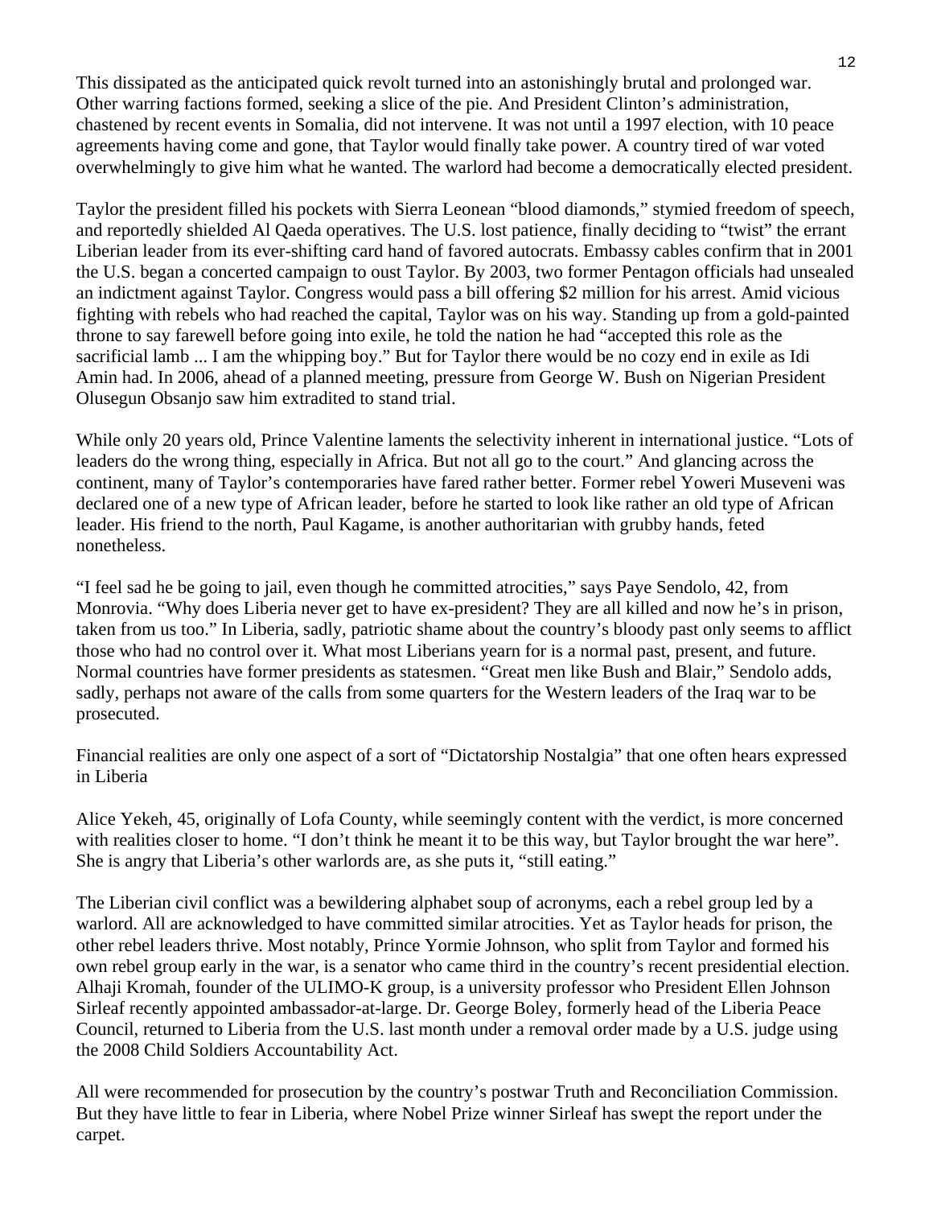This dissipated as the anticipated quick revolt turned into an astonishingly brutal and prolonged war. Other warring factions formed, seeking a slice of the pie. And President Clinton's administration, chastened by recent events in Somalia, did not intervene. It was not until a 1997 election, with 10 peace agreements having come and gone, that Taylor would finally take power. A country tired of war voted overwhelmingly to give him what he wanted. The warlord had become a democratically elected president.

Taylor the president filled his pockets with Sierra Leonean "blood diamonds," stymied freedom of speech, and reportedly shielded Al Qaeda operatives. The U.S. lost patience, finally deciding to "twist" the errant Liberian leader from its ever-shifting card hand of favored autocrats. Embassy cables confirm that in 2001 the U.S. began a concerted campaign to oust Taylor. By 2003, two former Pentagon officials had unsealed an indictment against Taylor. Congress would pass a bill offering $2 million for his arrest. Amid vicious fighting with rebels who had reached the capital, Taylor was on his way. Standing up from a gold-painted throne to say farewell before going into exile, he told the nation he had "accepted this role as the sacrificial lamb ... I am the whipping boy." But for Taylor there would be no cozy end in exile as Idi Amin had. In 2006, ahead of a planned meeting, pressure from George W. Bush on Nigerian President Olusegun Obsanjo saw him extradited to stand trial.

While only 20 years old, Prince Valentine laments the selectivity inherent in international justice. "Lots of leaders do the wrong thing, especially in Africa. But not all go to the court." And glancing across the continent, many of Taylor's contemporaries have fared rather better. Former rebel Yoweri Museveni was declared one of a new type of African leader, before he started to look like rather an old type of African leader. His friend to the north, Paul Kagame, is another authoritarian with grubby hands, feted nonetheless.

"I feel sad he be going to jail, even though he committed atrocities," says Paye Sendolo, 42, from Monrovia. "Why does Liberia never get to have ex-president? They are all killed and now he's in prison, taken from us too." In Liberia, sadly, patriotic shame about the country's bloody past only seems to afflict those who had no control over it. What most Liberians yearn for is a normal past, present, and future. Normal countries have former presidents as statesmen. "Great men like Bush and Blair," Sendolo adds, sadly, perhaps not aware of the calls from some quarters for the Western leaders of the Iraq war to be prosecuted.

Financial realities are only one aspect of a sort of "Dictatorship Nostalgia" that one often hears expressed in Liberia

Alice Yekeh, 45, originally of Lofa County, while seemingly content with the verdict, is more concerned with realities closer to home. "I don't think he meant it to be this way, but Taylor brought the war here". She is angry that Liberia's other warlords are, as she puts it, "still eating."

The Liberian civil conflict was a bewildering alphabet soup of acronyms, each a rebel group led by a warlord. All are acknowledged to have committed similar atrocities. Yet as Taylor heads for prison, the other rebel leaders thrive. Most notably, Prince Yormie Johnson, who split from Taylor and formed his own rebel group early in the war, is a senator who came third in the country's recent presidential election. Alhaji Kromah, founder of the ULIMO-K group, is a university professor who President Ellen Johnson Sirleaf recently appointed ambassador-at-large. Dr. George Boley, formerly head of the Liberia Peace Council, returned to Liberia from the U.S. last month under a removal order made by a U.S. judge using the 2008 Child Soldiers Accountability Act.

All were recommended for prosecution by the country's postwar Truth and Reconciliation Commission. But they have little to fear in Liberia, where Nobel Prize winner Sirleaf has swept the report under the carpet.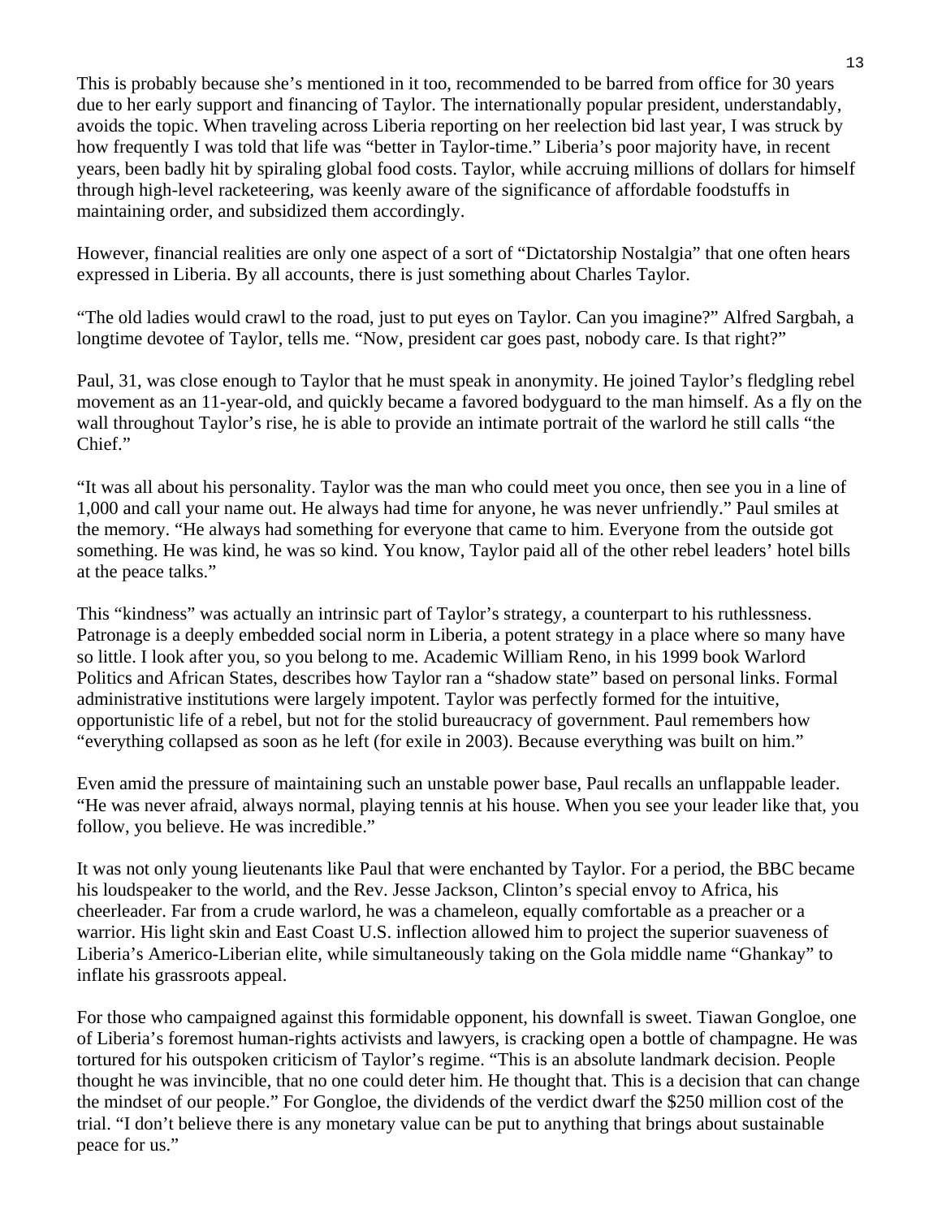This is probably because she's mentioned in it too, recommended to be barred from office for 30 years due to her early support and financing of Taylor. The internationally popular president, understandably, avoids the topic. When traveling across Liberia reporting on her reelection bid last year, I was struck by how frequently I was told that life was "better in Taylor-time." Liberia's poor majority have, in recent years, been badly hit by spiraling global food costs. Taylor, while accruing millions of dollars for himself through high-level racketeering, was keenly aware of the significance of affordable foodstuffs in maintaining order, and subsidized them accordingly.

However, financial realities are only one aspect of a sort of "Dictatorship Nostalgia" that one often hears expressed in Liberia. By all accounts, there is just something about Charles Taylor.

"The old ladies would crawl to the road, just to put eyes on Taylor. Can you imagine?" Alfred Sargbah, a longtime devotee of Taylor, tells me. "Now, president car goes past, nobody care. Is that right?"

Paul, 31, was close enough to Taylor that he must speak in anonymity. He joined Taylor's fledgling rebel movement as an 11-year-old, and quickly became a favored bodyguard to the man himself. As a fly on the wall throughout Taylor's rise, he is able to provide an intimate portrait of the warlord he still calls "the Chief."

"It was all about his personality. Taylor was the man who could meet you once, then see you in a line of 1,000 and call your name out. He always had time for anyone, he was never unfriendly." Paul smiles at the memory. "He always had something for everyone that came to him. Everyone from the outside got something. He was kind, he was so kind. You know, Taylor paid all of the other rebel leaders' hotel bills at the peace talks."

This "kindness" was actually an intrinsic part of Taylor's strategy, a counterpart to his ruthlessness. Patronage is a deeply embedded social norm in Liberia, a potent strategy in a place where so many have so little. I look after you, so you belong to me. Academic William Reno, in his 1999 book Warlord Politics and African States, describes how Taylor ran a "shadow state" based on personal links. Formal administrative institutions were largely impotent. Taylor was perfectly formed for the intuitive, opportunistic life of a rebel, but not for the stolid bureaucracy of government. Paul remembers how "everything collapsed as soon as he left (for exile in 2003). Because everything was built on him."

Even amid the pressure of maintaining such an unstable power base, Paul recalls an unflappable leader. "He was never afraid, always normal, playing tennis at his house. When you see your leader like that, you follow, you believe. He was incredible."

It was not only young lieutenants like Paul that were enchanted by Taylor. For a period, the BBC became his loudspeaker to the world, and the Rev. Jesse Jackson, Clinton's special envoy to Africa, his cheerleader. Far from a crude warlord, he was a chameleon, equally comfortable as a preacher or a warrior. His light skin and East Coast U.S. inflection allowed him to project the superior suaveness of Liberia's Americo-Liberian elite, while simultaneously taking on the Gola middle name "Ghankay" to inflate his grassroots appeal.

For those who campaigned against this formidable opponent, his downfall is sweet. Tiawan Gongloe, one of Liberia's foremost human-rights activists and lawyers, is cracking open a bottle of champagne. He was tortured for his outspoken criticism of Taylor's regime. "This is an absolute landmark decision. People thought he was invincible, that no one could deter him. He thought that. This is a decision that can change the mindset of our people." For Gongloe, the dividends of the verdict dwarf the $250 million cost of the trial. "I don't believe there is any monetary value can be put to anything that brings about sustainable peace for us."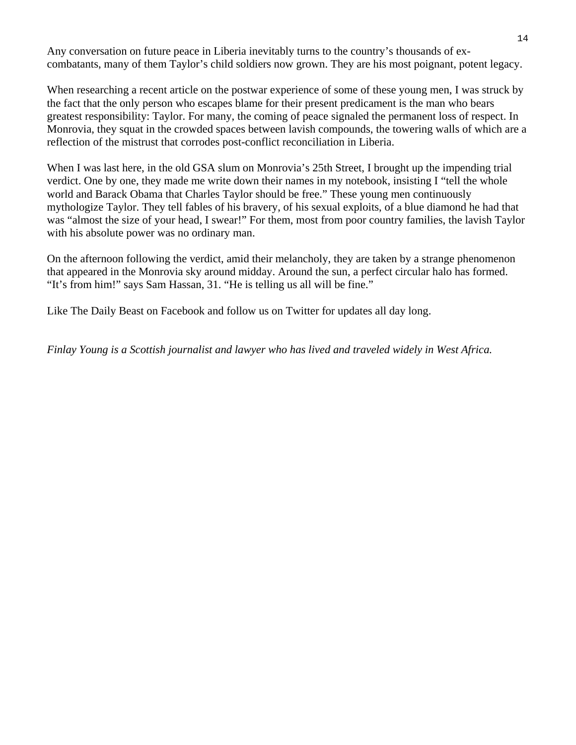Any conversation on future peace in Liberia inevitably turns to the country's thousands of ex-combatants, many of them Taylor's child soldiers now grown. They are his most poignant, potent legacy.

When researching a recent article on the postwar experience of some of these young men, I was struck by the fact that the only person who escapes blame for their present predicament is the man who bears greatest responsibility: Taylor. For many, the coming of peace signaled the permanent loss of respect. In Monrovia, they squat in the crowded spaces between lavish compounds, the towering walls of which are a reflection of the mistrust that corrodes post-conflict reconciliation in Liberia.

When I was last here, in the old GSA slum on Monrovia's 25th Street, I brought up the impending trial verdict. One by one, they made me write down their names in my notebook, insisting I "tell the whole world and Barack Obama that Charles Taylor should be free." These young men continuously mythologize Taylor. They tell fables of his bravery, of his sexual exploits, of a blue diamond he had that was "almost the size of your head, I swear!" For them, most from poor country families, the lavish Taylor with his absolute power was no ordinary man.

On the afternoon following the verdict, amid their melancholy, they are taken by a strange phenomenon that appeared in the Monrovia sky around midday. Around the sun, a perfect circular halo has formed. "It's from him!" says Sam Hassan, 31. "He is telling us all will be fine."

Like The Daily Beast on Facebook and follow us on Twitter for updates all day long.

*Finlay Young is a Scottish journalist and lawyer who has lived and traveled widely in West Africa.*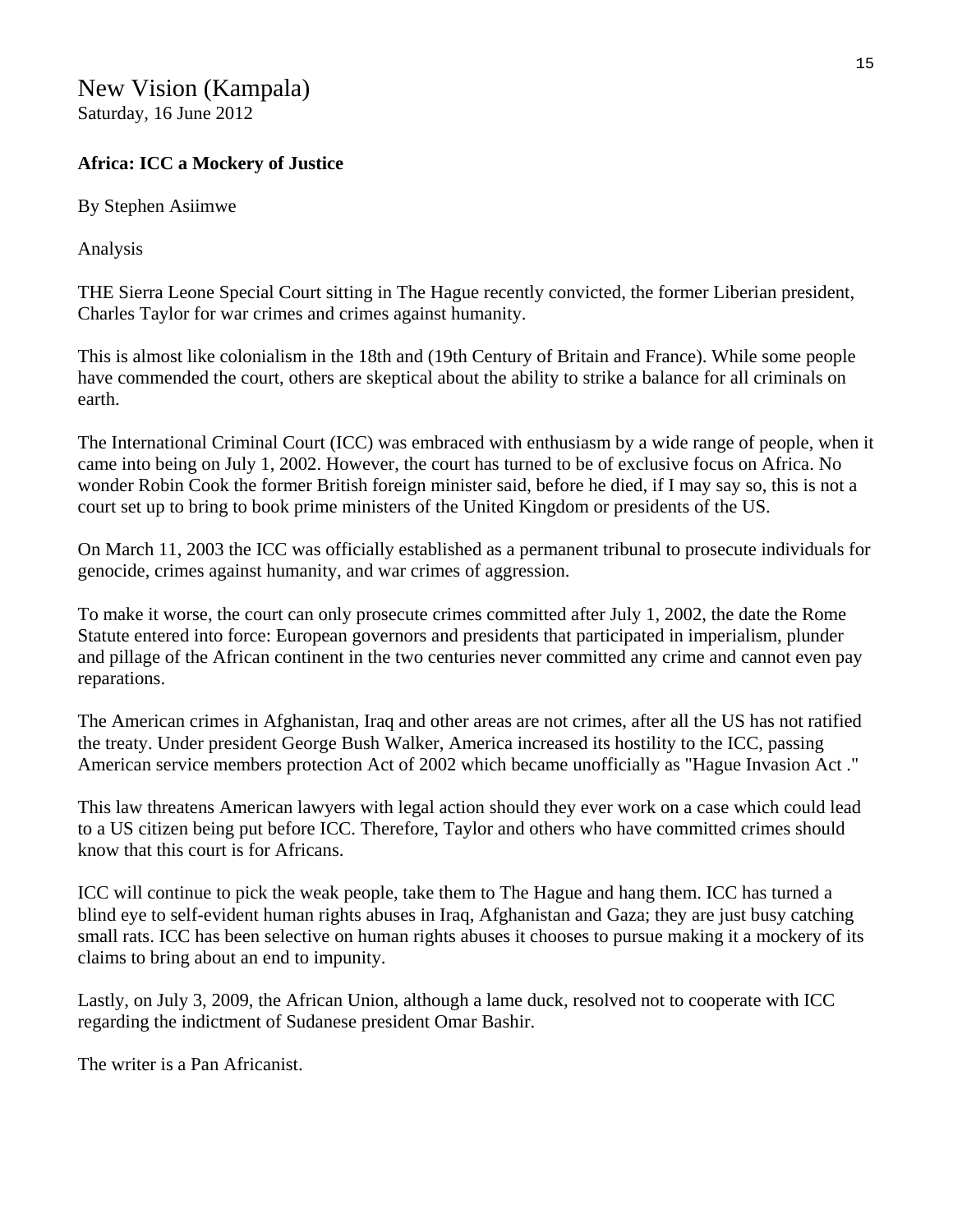New Vision (Kampala)
Saturday, 16 June 2012

**Africa: ICC a Mockery of Justice**

By Stephen Asiimwe

Analysis

THE Sierra Leone Special Court sitting in The Hague recently convicted, the former Liberian president, Charles Taylor for war crimes and crimes against humanity.

This is almost like colonialism in the 18th and (19th Century of Britain and France). While some people have commended the court, others are skeptical about the ability to strike a balance for all criminals on earth.

The International Criminal Court (ICC) was embraced with enthusiasm by a wide range of people, when it came into being on July 1, 2002. However, the court has turned to be of exclusive focus on Africa. No wonder Robin Cook the former British foreign minister said, before he died, if I may say so, this is not a court set up to bring to book prime ministers of the United Kingdom or presidents of the US.

On March 11, 2003 the ICC was officially established as a permanent tribunal to prosecute individuals for genocide, crimes against humanity, and war crimes of aggression.

To make it worse, the court can only prosecute crimes committed after July 1, 2002, the date the Rome Statute entered into force: European governors and presidents that participated in imperialism, plunder and pillage of the African continent in the two centuries never committed any crime and cannot even pay reparations.

The American crimes in Afghanistan, Iraq and other areas are not crimes, after all the US has not ratified the treaty. Under president George Bush Walker, America increased its hostility to the ICC, passing American service members protection Act of 2002 which became unofficially as "Hague Invasion Act ."

This law threatens American lawyers with legal action should they ever work on a case which could lead to a US citizen being put before ICC. Therefore, Taylor and others who have committed crimes should know that this court is for Africans.

ICC will continue to pick the weak people, take them to The Hague and hang them. ICC has turned a blind eye to self-evident human rights abuses in Iraq, Afghanistan and Gaza; they are just busy catching small rats. ICC has been selective on human rights abuses it chooses to pursue making it a mockery of its claims to bring about an end to impunity.

Lastly, on July 3, 2009, the African Union, although a lame duck, resolved not to cooperate with ICC regarding the indictment of Sudanese president Omar Bashir.

The writer is a Pan Africanist.